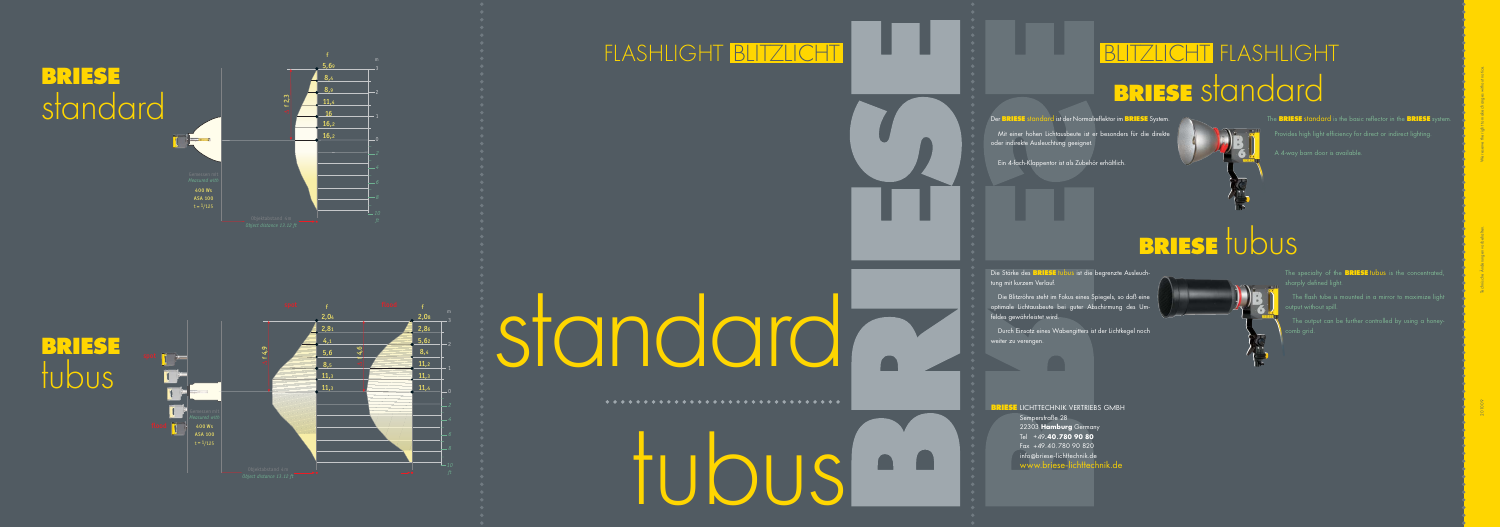# BRIESE standard

f

5,6₀ 8,₀ 8,₀ 11,₃ 16 16,₀ 16,₂

f 2,3

m 3 2 1 0 1 2 3 4 5 10

Reflektor Ø 0,8 m / Reflector Ø 80 cm

400 Ws
ASA 100
t = 1/125

Objektabstand 4 m
Object distance 13,12 ft

# BRIESE tubus

Spot / Flood

f: 2,0₆ 2,8₆ 4,₃ 5,6 8,₀ 11,₃ 11,₃

f: 2,0₆ 2,8₆ 5,6₂ 8,₄ 11,₂ 11,₃ 11,₄

f 4,9 / f 4,6

m 3 2 1 0 1 2 3 4 5 10

400 Ws
ASA 100
t = 1/125

Objektabstand 4 m
Object distance 13,12 ft

FLASHLIGHT **BLITZLICHT**

standard

tubus

BRIESE

**BLITZLICHT** FLASHLIGHT

## BRIESE standard

Der **BRIESE** standard ist der Normalreflektor im **BRIESE** System.

Mit einer hohen Lichtausbeute ist er besonders für die direkte oder indirekte Ausleuchtung geeignet.

Ein 4-fach-Klappentor ist als Zubehör erhältlich.

The **BRIESE** standard is the basic reflector in the **BRIESE** system.

Provides high light efficiency for direct or indirect lighting.

A 4-way barn door is available.

## BRIESE tubus

Die Stärke des **BRIESE** tubus ist die begrenzte Ausleuchtung mit kurzem Verlauf.

Die Blitzröhre steht im Fokus eines Spiegels, so daß eine optimale Lichtausbeute bei guter Abschirmung des Umfeldes gewährleistet wird.

Durch Einsatz eines Wabengitters ist der Lichtkegel noch weiter zu verengen.

The specialty of the **BRIESE** tubus is the concentrated, sharply defined light.

The flash tube is mounted in a mirror to maximize light output without spill.

The output can be further controlled by using a honeycomb grid.

**BRIESE** LICHTTECHNIK VERTRIEBS GMBH
Sempenstraße 28
22303 **Hamburg** Germany
Tel +49.**40.780 90 80**
Fax +49.40.780 90 820
info@briese-lichttechnik.de
www.briese-lichttechnik.de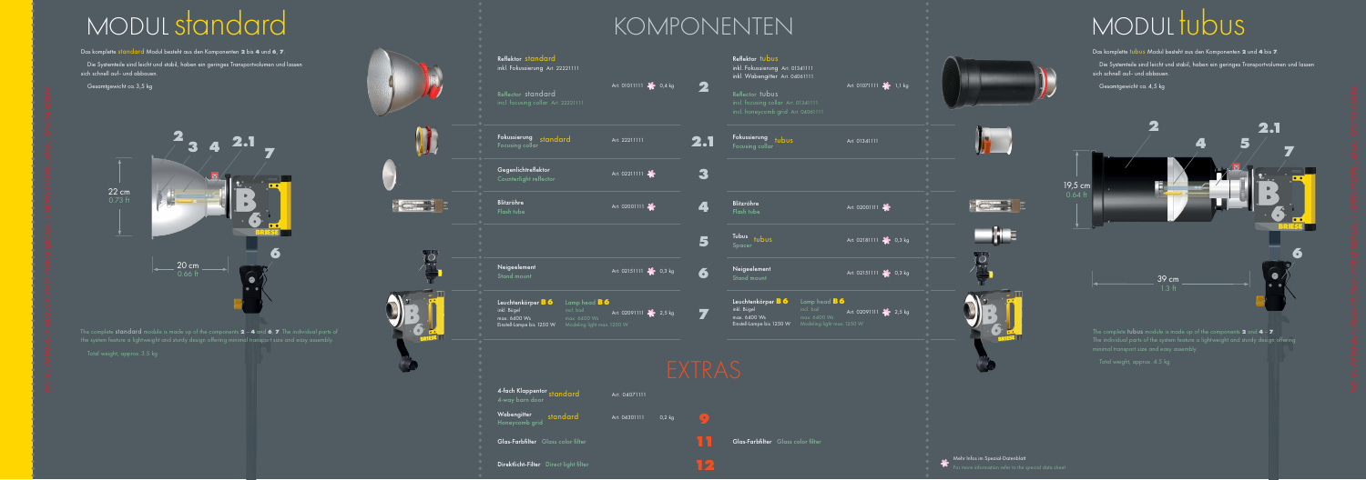# MODUL standard

Das komplette standard Modul besteht aus den Komponenten 2 bis 4 und 6, 7.

Die Systemteile sind leicht und stabil, haben ein geringes Transportvolumen und lassen sich schnell auf- und abbauen.

Gesamtgewicht ca. 3,5 kg

2 3 4 2.1 7 6 6

22 cm
0.73 ft

20 cm
0.66 ft

The complete standard module is made up of the components 2 – 4 and 6, 7. The individual parts of the system feature a lightweight and sturdy design offering minimal transport size and easy assembly.

Total weight, approx. 3.5 kg

# KOMPONENTEN

| Modul standard | | | | Modul tubus | | |
|---|---|---|---|---|---|---|
| Reflektor standard inkl. Fokussierung Art. 22221111 / Reflector standard incl. focusing collar Art. 22221111 | Art. 01011111 | 0,4 kg | 2 | Reflektor tubus inkl. Fokussierung Art. 01341111 inkl. Wabengitter Art. 04061111 / Reflector tubus incl. focusing collar Art. 01341111 incl. honeycomb grid Art. 04061111 | Art. 01071111 | 1,1 kg |
| Fokussierung standard / Focusing collar | Art. 22211111 | | 2.1 | Fokussierung tubus / Focusing collar | Art. 01341111 | |
| Gegenlichtreflektor / Counterlight reflector | Art. 02211111 | | 3 | | | |
| Blitzröhre / Flash tube | Art. 02001111 | | 4 | Blitzröhre / Flash tube | Art. 02001111 | |
| | | | 5 | Tubus tubus / Spacer | Art. 02181111 | 0,3 kg |
| Neigeelement / Stand mount | Art. 02151111 | 0,3 kg | 6 | Neigeelement / Stand mount | Art. 02151111 | 0,3 kg |
| Leuchtenkörper B6 inkl. Bügel max. 6400 Ws Einstell-Lampe bis 1250 W / Lamp head B6 incl. bail max. 6400 Ws Modeling light max. 1250 W | Art. 02091111 | 2,5 kg | 7 | Leuchtenkörper B6 inkl. Bügel max. 6400 Ws Einstell-Lampe bis 1250 W / Lamp head B6 incl. bail max. 6400 Ws Modeling light max. 1250 W | Art. 02091111 | 2,5 kg |

# EXTRAS

| | | | | |
|---|---|---|---|---|
| 4-fach Klappentor standard / 4-way barn door | Art. 04071111 | | | |
| Wabengitter standard / Honeycomb grid | Art. 04301111 | 0,2 kg | 9 | |
| Glas-Farbfilter Glass color filter | | | 11 | Glas-Farbfilter Glass color filter |
| Direktlicht-Filter Direct light filter | | | 12 | |

Mehr Infos im Spezial-Datenblatt
For more information refer to the special data sheet

# MODUL tubus

Das komplette tubus Modul besteht aus den Komponenten 2 und 4 bis 7.

Die Systemteile sind leicht und stabil, haben ein geringes Transportvolumen und lassen sich schnell auf- und abbauen.

Gesamtgewicht ca. 4,5 kg

2 4 5 2.1 7 6 6

19,5 cm
0.64 ft

39 cm
1.3 ft

The complete tubus module is made up of the components 2 and 4 – 7. The individual parts of the system feature a lightweight and sturdy design offering minimal transport size and easy assembly.

Total weight, approx. 4.5 kg